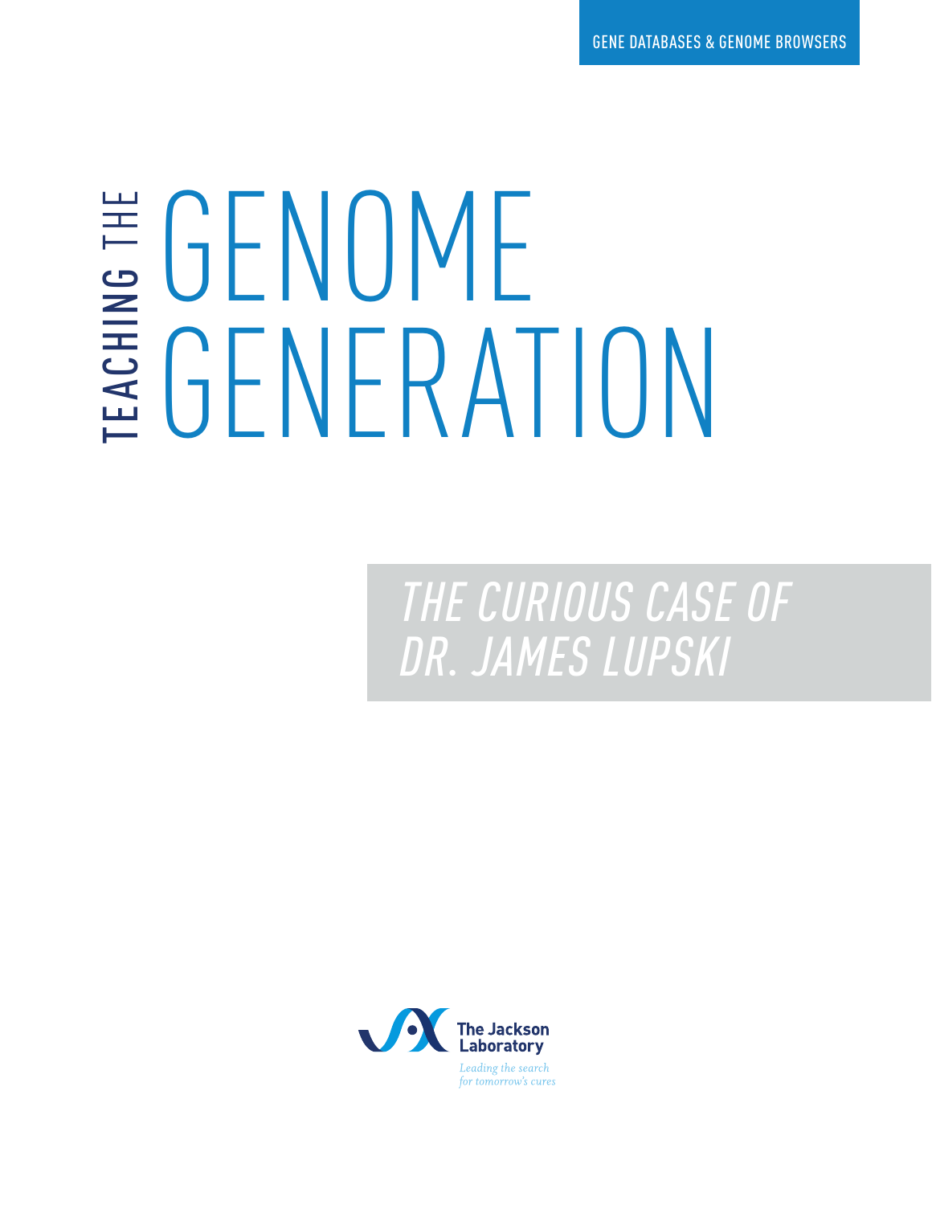GENE DATABASES & GENOME BROWSERS

# TEACHING THE GENOME GENERATION

## *THE CURIOUS CASE OF DR. JAMES LUPSKI*

The Jackson Laboratory

*Leading the search for tomorrow's cures*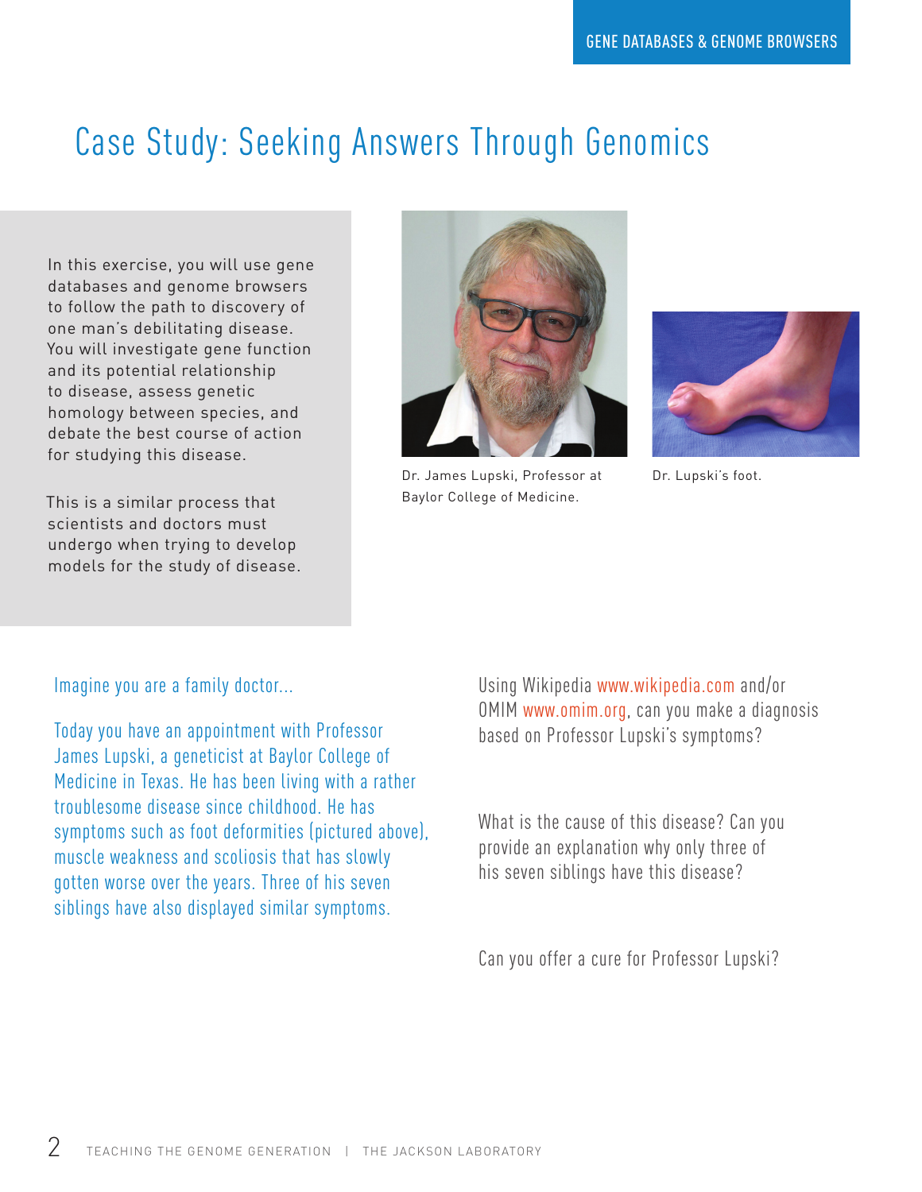# Case Study: Seeking Answers Through Genomics

In this exercise, you will use gene databases and genome browsers to follow the path to discovery of one man's debilitating disease. You will investigate gene function and its potential relationship to disease, assess genetic homology between species, and debate the best course of action for studying this disease.

This is a similar process that scientists and doctors must undergo when trying to develop models for the study of disease.

Dr. James Lupski, Professor at Baylor College of Medicine.

Dr. Lupski's foot.

Imagine you are a family doctor...

Today you have an appointment with Professor James Lupski, a geneticist at Baylor College of Medicine in Texas. He has been living with a rather troublesome disease since childhood. He has symptoms such as foot deformities (pictured above), muscle weakness and scoliosis that has slowly gotten worse over the years. Three of his seven siblings have also displayed similar symptoms.

Using Wikipedia www.wikipedia.com and/or OMIM www.omim.org, can you make a diagnosis based on Professor Lupski's symptoms?

What is the cause of this disease? Can you provide an explanation why only three of his seven siblings have this disease?

Can you offer a cure for Professor Lupski?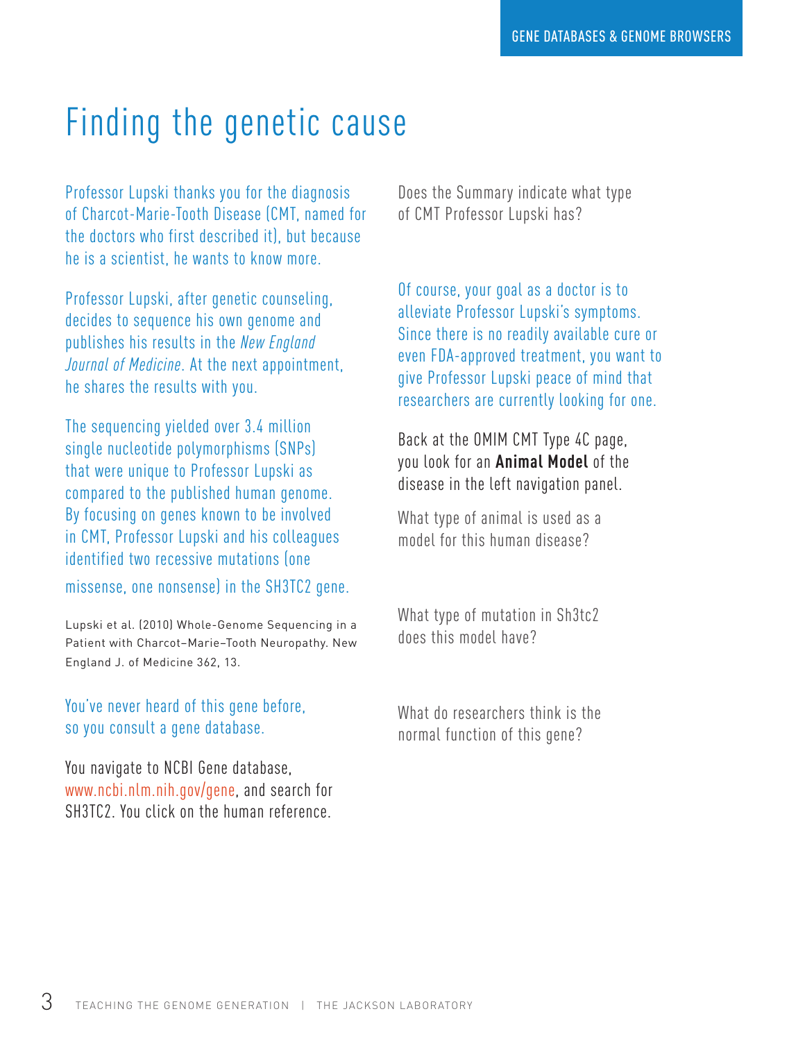# Finding the genetic cause

Professor Lupski thanks you for the diagnosis of Charcot-Marie-Tooth Disease (CMT, named for the doctors who first described it), but because he is a scientist, he wants to know more.

Professor Lupski, after genetic counseling, decides to sequence his own genome and publishes his results in the *New England Journal of Medicine*. At the next appointment, he shares the results with you.

The sequencing yielded over 3.4 million single nucleotide polymorphisms (SNPs) that were unique to Professor Lupski as compared to the published human genome. By focusing on genes known to be involved in CMT, Professor Lupski and his colleagues identified two recessive mutations (one missense, one nonsense) in the SH3TC2 gene.

Lupski et al. (2010) Whole-Genome Sequencing in a Patient with Charcot–Marie–Tooth Neuropathy. New England J. of Medicine 362, 13.

You've never heard of this gene before, so you consult a gene database.

You navigate to NCBI Gene database, www.ncbi.nlm.nih.gov/gene, and search for SH3TC2. You click on the human reference.

Does the Summary indicate what type of CMT Professor Lupski has?

Of course, your goal as a doctor is to alleviate Professor Lupski's symptoms. Since there is no readily available cure or even FDA-approved treatment, you want to give Professor Lupski peace of mind that researchers are currently looking for one.

Back at the OMIM CMT Type 4C page, you look for an **Animal Model** of the disease in the left navigation panel.

What type of animal is used as a model for this human disease?

What type of mutation in Sh3tc2 does this model have?

What do researchers think is the normal function of this gene?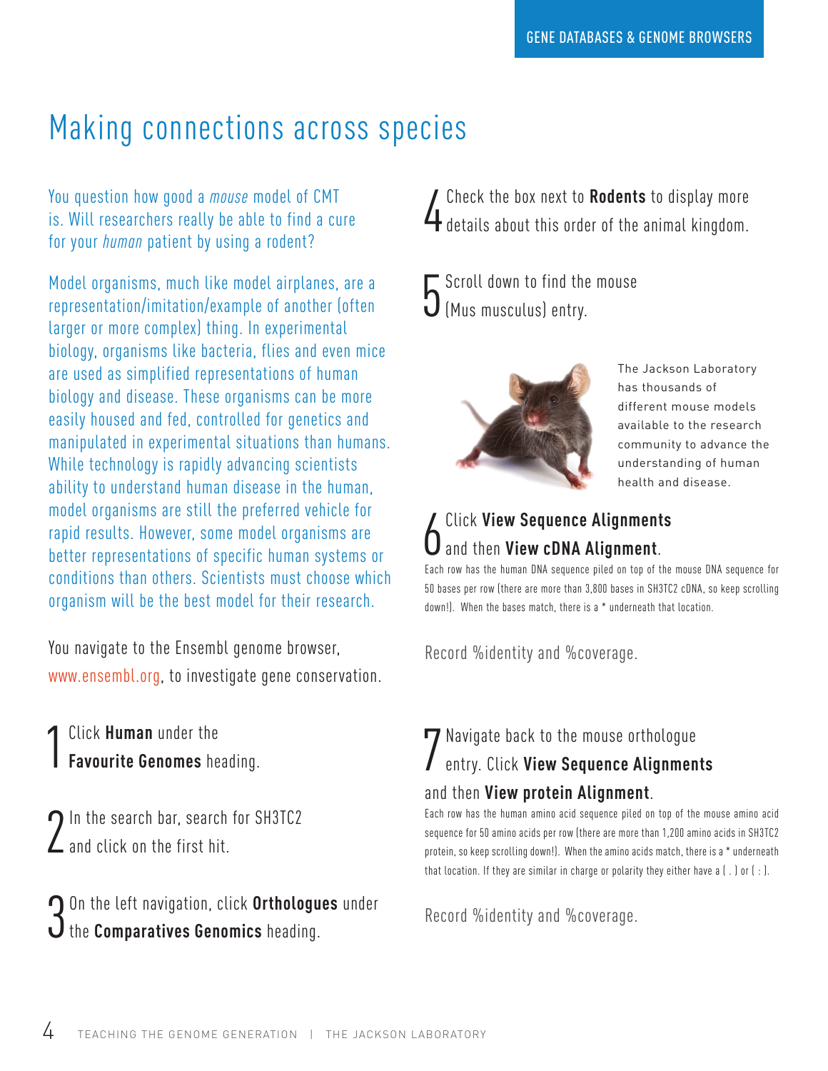# Making connections across species

You question how good a *mouse* model of CMT is. Will researchers really be able to find a cure for your *human* patient by using a rodent?

Model organisms, much like model airplanes, are a representation/imitation/example of another (often larger or more complex) thing. In experimental biology, organisms like bacteria, flies and even mice are used as simplified representations of human biology and disease. These organisms can be more easily housed and fed, controlled for genetics and manipulated in experimental situations than humans. While technology is rapidly advancing scientists ability to understand human disease in the human, model organisms are still the preferred vehicle for rapid results. However, some model organisms are better representations of specific human systems or conditions than others. Scientists must choose which organism will be the best model for their research.

You navigate to the Ensembl genome browser, www.ensembl.org, to investigate gene conservation.

1. Click **Human** under the **Favourite Genomes** heading.

2. In the search bar, search for SH3TC2 and click on the first hit.

3. On the left navigation, click **Orthologues** under the **Comparatives Genomics** heading.

4. Check the box next to **Rodents** to display more details about this order of the animal kingdom.

5. Scroll down to find the mouse (Mus musculus) entry.

The Jackson Laboratory has thousands of different mouse models available to the research community to advance the understanding of human health and disease.

6. Click **View Sequence Alignments** and then **View cDNA Alignment**.

Each row has the human DNA sequence piled on top of the mouse DNA sequence for 50 bases per row (there are more than 3,800 bases in SH3TC2 cDNA, so keep scrolling down!). When the bases match, there is a * underneath that location.

Record %identity and %coverage.

7. Navigate back to the mouse orthologue entry. Click **View Sequence Alignments** and then **View protein Alignment**.

Each row has the human amino acid sequence piled on top of the mouse amino acid sequence for 50 amino acids per row (there are more than 1,200 amino acids in SH3TC2 protein, so keep scrolling down!). When the amino acids match, there is a * underneath that location. If they are similar in charge or polarity they either have a ( . ) or ( : ).

Record %identity and %coverage.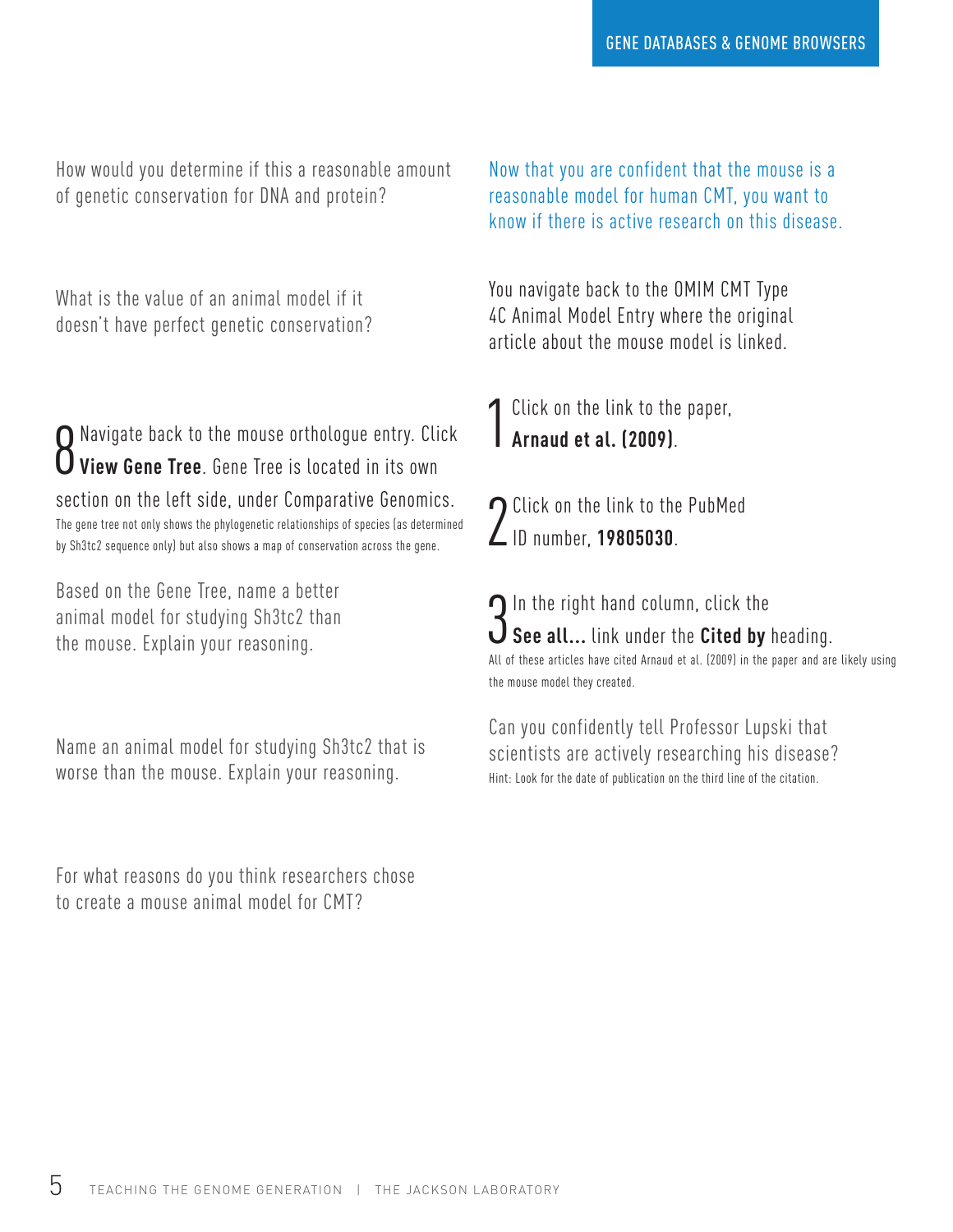How would you determine if this a reasonable amount of genetic conservation for DNA and protein?

What is the value of an animal model if it doesn't have perfect genetic conservation?

8 Navigate back to the mouse orthologue entry. Click **View Gene Tree**. Gene Tree is located in its own section on the left side, under Comparative Genomics.
The gene tree not only shows the phylogenetic relationships of species (as determined by Sh3tc2 sequence only) but also shows a map of conservation across the gene.

Based on the Gene Tree, name a better animal model for studying Sh3tc2 than the mouse. Explain your reasoning.

Name an animal model for studying Sh3tc2 that is worse than the mouse. Explain your reasoning.

For what reasons do you think researchers chose to create a mouse animal model for CMT?

Now that you are confident that the mouse is a reasonable model for human CMT, you want to know if there is active research on this disease.

You navigate back to the OMIM CMT Type 4C Animal Model Entry where the original article about the mouse model is linked.

1 Click on the link to the paper, **Arnaud et al. (2009)**.

2 Click on the link to the PubMed ID number, **19805030**.

3 In the right hand column, click the **See all...** link under the **Cited by** heading.
All of these articles have cited Arnaud et al. (2009) in the paper and are likely using the mouse model they created.

Can you confidently tell Professor Lupski that scientists are actively researching his disease?
Hint: Look for the date of publication on the third line of the citation.